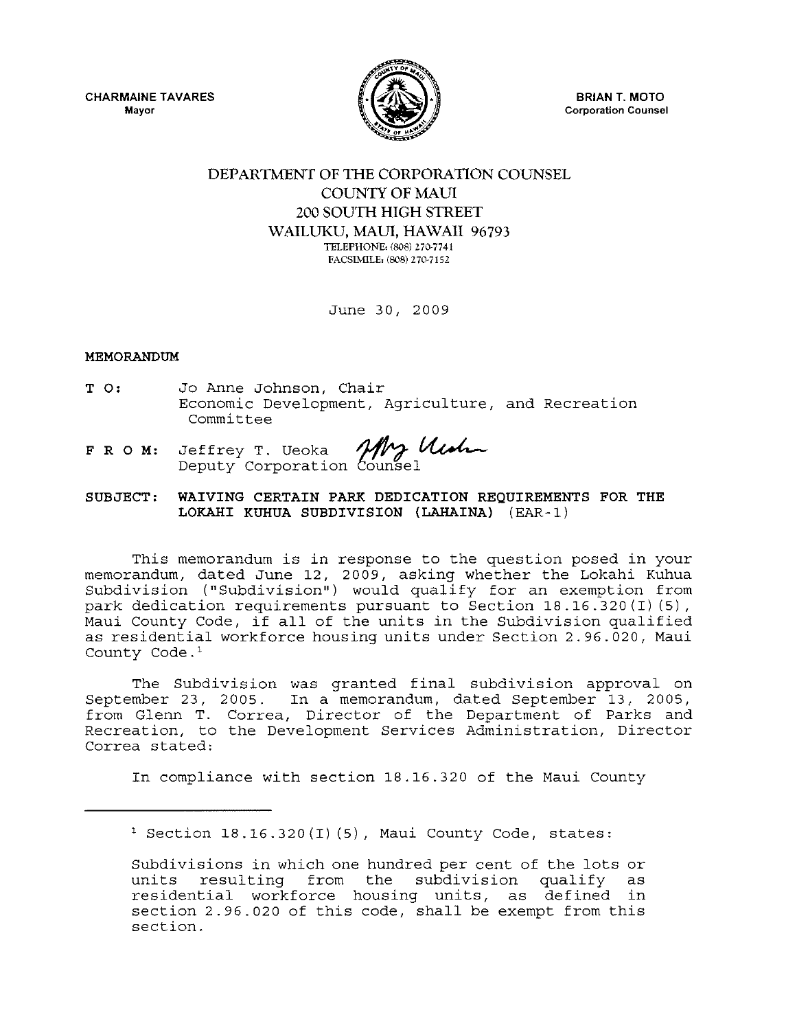CHARMAINE TAVARES
Mayor

BRIAN T. MOTO
Corporation Counsel

# DEPARTMENT OF THE CORPORATION COUNSEL
## COUNTY OF MAUI
## 200 SOUTH HIGH STREET
## WAILUKU, MAUI, HAWAII 96793

TELEPHONE: (808) 270-7741
FACSIMILE: (808) 270-7152

June 30, 2009

**MEMORANDUM**

**T O:** Jo Anne Johnson, Chair
Economic Development, Agriculture, and Recreation Committee

**F R O M:** Jeffrey T. Ueoka
Deputy Corporation Counsel

**SUBJECT: WAIVING CERTAIN PARK DEDICATION REQUIREMENTS FOR THE LOKAHI KUHUA SUBDIVISION (LAHAINA)** (EAR-1)

This memorandum is in response to the question posed in your memorandum, dated June 12, 2009, asking whether the Lokahi Kuhua Subdivision ("Subdivision") would qualify for an exemption from park dedication requirements pursuant to Section 18.16.320(I)(5), Maui County Code, if all of the units in the Subdivision qualified as residential workforce housing units under Section 2.96.020, Maui County Code.[1]

The Subdivision was granted final subdivision approval on September 23, 2005. In a memorandum, dated September 13, 2005, from Glenn T. Correa, Director of the Department of Parks and Recreation, to the Development Services Administration, Director Correa stated:

In compliance with section 18.16.320 of the Maui County

---

[1] Section 18.16.320(I)(5), Maui County Code, states:

Subdivisions in which one hundred per cent of the lots or units resulting from the subdivision qualify as residential workforce housing units, as defined in section 2.96.020 of this code, shall be exempt from this section.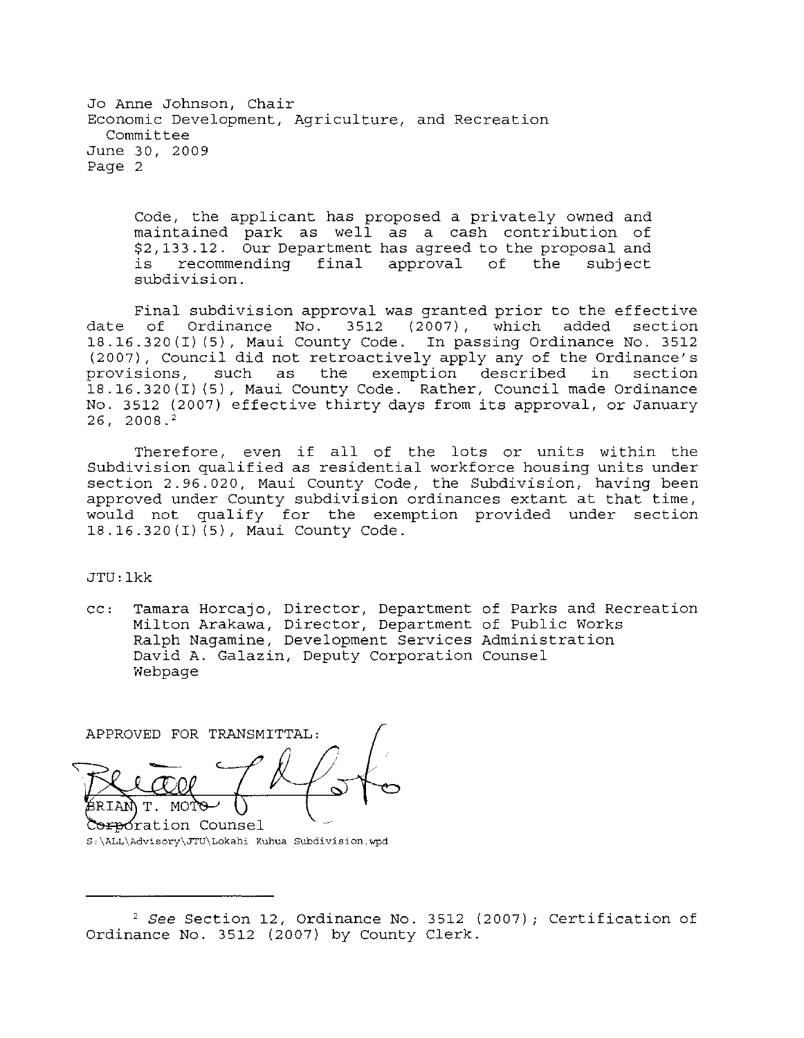Code, the applicant has proposed a privately owned and maintained park as well as a cash contribution of $2,133.12. Our Department has agreed to the proposal and is recommending final approval of the subject subdivision.

Final subdivision approval was granted prior to the effective date of Ordinance No. 3512 (2007), which added section 18.16.320(I)(5), Maui County Code. In passing Ordinance No. 3512 (2007), Council did not retroactively apply any of the Ordinance's provisions, such as the exemption described in section 18.16.320(I)(5), Maui County Code. Rather, Council made Ordinance No. 3512 (2007) effective thirty days from its approval, or January 26, 2008.[2]

Therefore, even if all of the lots or units within the Subdivision qualified as residential workforce housing units under section 2.96.020, Maui County Code, the Subdivision, having been approved under County subdivision ordinances extant at that time, would not qualify for the exemption provided under section 18.16.320(I)(5), Maui County Code.

JTU:lkk

cc: Tamara Horcajo, Director, Department of Parks and Recreation
Milton Arakawa, Director, Department of Public Works
Ralph Nagamine, Development Services Administration
David A. Galazin, Deputy Corporation Counsel
Webpage

APPROVED FOR TRANSMITTAL:

BRIAN T. MOTO
Corporation Counsel

S:\ALL\Advisory\JTU\Lokahi Kuhua Subdivision.wpd

---

[2] *See* Section 12, Ordinance No. 3512 (2007); Certification of Ordinance No. 3512 (2007) by County Clerk.